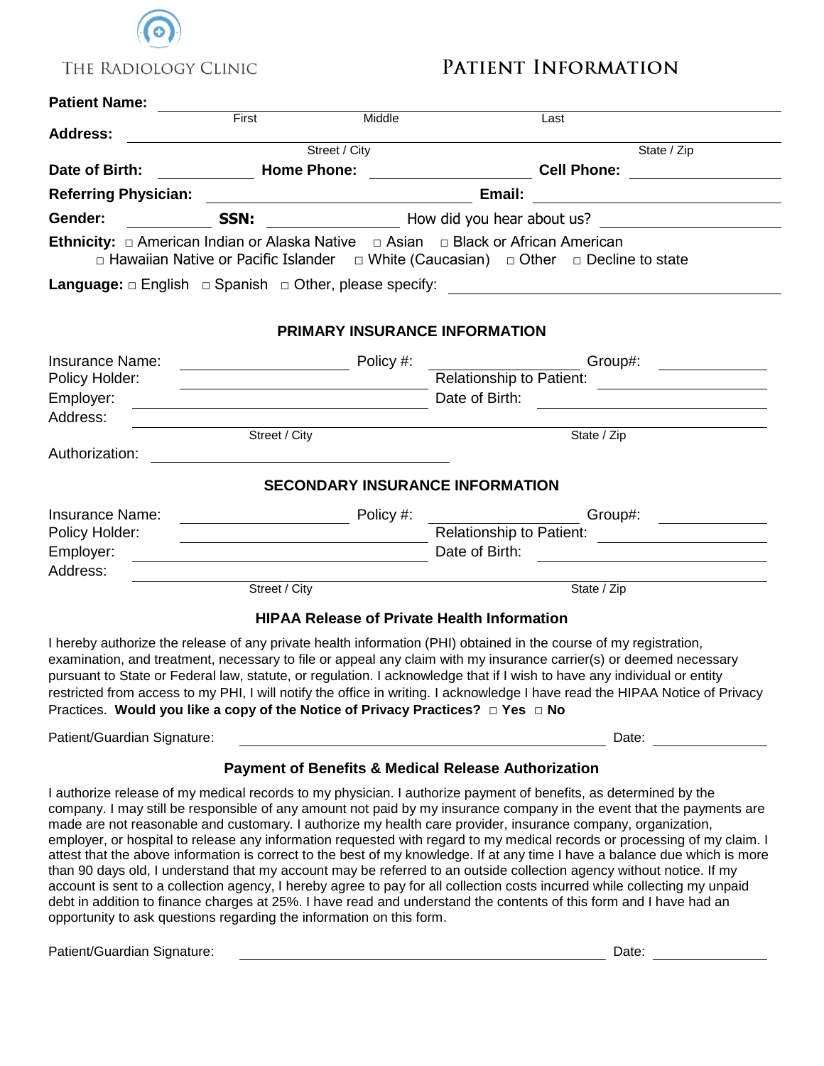THE RADIOLOGY CLINIC

# PATIENT INFORMATION

**Patient Name:** ______________________________
First Middle Last

**Address:** ______________________________
Street / City State / Zip

**Date of Birth:** __________ **Home Phone:** __________ **Cell Phone:** __________

**Referring Physician:** __________ **Email:** __________

**Gender:** __________ **SSN:** __________ How did you hear about us? __________

**Ethnicity:** □ American Indian or Alaska Native □ Asian □ Black or African American □ Hawaiian Native or Pacific Islander □ White (Caucasian) □ Other □ Decline to state

**Language:** □ English □ Spanish □ Other, please specify: __________

### PRIMARY INSURANCE INFORMATION

Insurance Name: __________ Policy #: __________ Group#: __________

Policy Holder: __________ Relationship to Patient: __________

Employer: __________ Date of Birth: __________

Address: ______________________________
Street / City State / Zip

Authorization: __________

### SECONDARY INSURANCE INFORMATION

Insurance Name: __________ Policy #: __________ Group#: __________

Policy Holder: __________ Relationship to Patient: __________

Employer: __________ Date of Birth: __________

Address: ______________________________
Street / City State / Zip

### HIPAA Release of Private Health Information

I hereby authorize the release of any private health information (PHI) obtained in the course of my registration, examination, and treatment, necessary to file or appeal any claim with my insurance carrier(s) or deemed necessary pursuant to State or Federal law, statute, or regulation. I acknowledge that if I wish to have any individual or entity restricted from access to my PHI, I will notify the office in writing. I acknowledge I have read the HIPAA Notice of Privacy Practices. **Would you like a copy of the Notice of Privacy Practices? □ Yes □ No**

Patient/Guardian Signature: ______________________________ Date: __________

### Payment of Benefits & Medical Release Authorization

I authorize release of my medical records to my physician. I authorize payment of benefits, as determined by the company. I may still be responsible of any amount not paid by my insurance company in the event that the payments are made are not reasonable and customary. I authorize my health care provider, insurance company, organization, employer, or hospital to release any information requested with regard to my medical records or processing of my claim. I attest that the above information is correct to the best of my knowledge. If at any time I have a balance due which is more than 90 days old, I understand that my account may be referred to an outside collection agency without notice. If my account is sent to a collection agency, I hereby agree to pay for all collection costs incurred while collecting my unpaid debt in addition to finance charges at 25%. I have read and understand the contents of this form and I have had an opportunity to ask questions regarding the information on this form.

Patient/Guardian Signature: ______________________________ Date: __________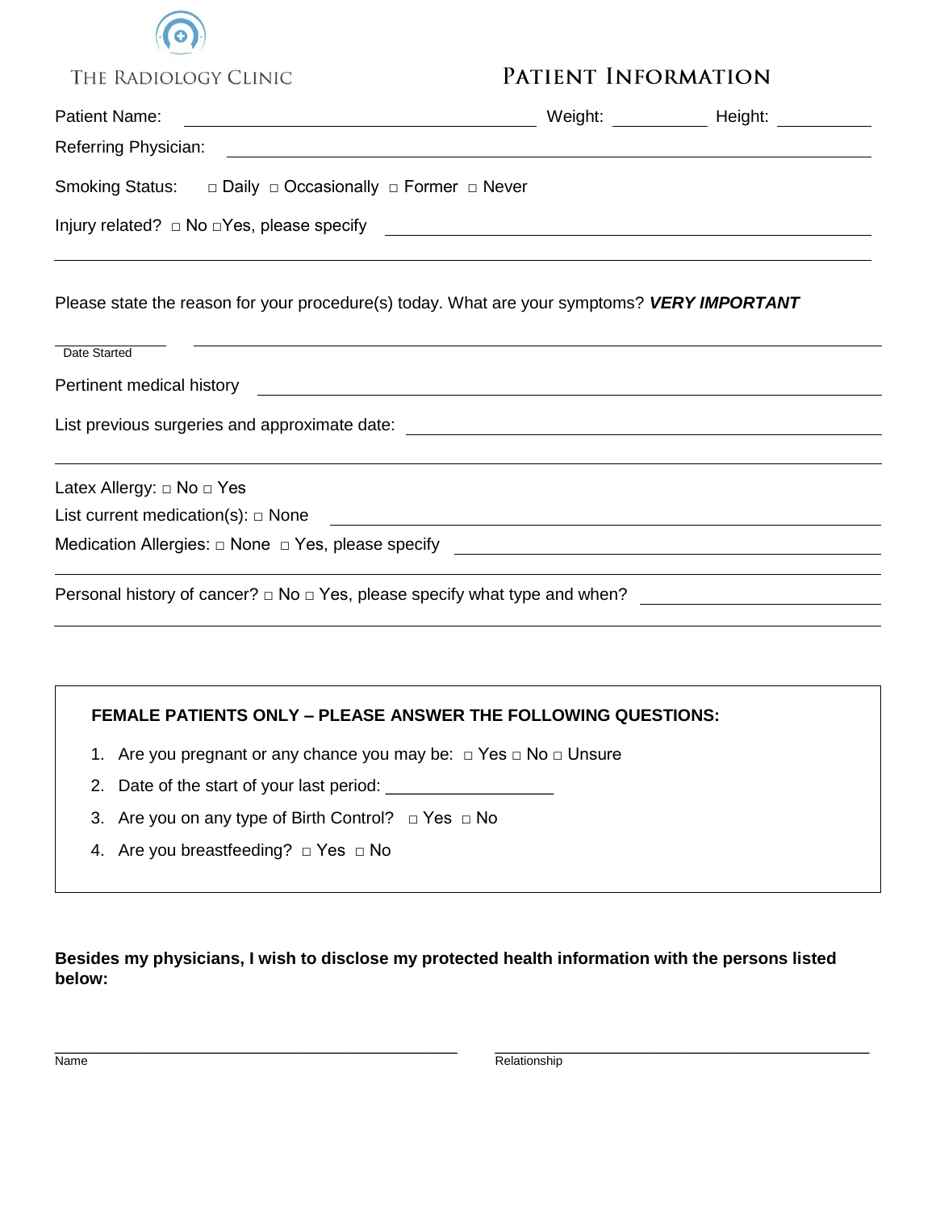THE RADIOLOGY CLINIC

# PATIENT INFORMATION

Patient Name: ______________________________ Weight: __________ Height: __________

Referring Physician: ____________________________________________

Smoking Status: □ Daily □ Occasionally □ Former □ Never

Injury related? □ No □Yes, please specify ____________________________________________

____________________________________________

Please state the reason for your procedure(s) today. What are your symptoms? ***VERY IMPORTANT***

__________ ____________________________________________
Date Started

Pertinent medical history ____________________________________________

List previous surgeries and approximate date: ____________________________________________

____________________________________________

Latex Allergy: □ No □ Yes

List current medication(s): □ None ____________________________________________

Medication Allergies: □ None □ Yes, please specify ____________________________________________

____________________________________________

Personal history of cancer? □ No □ Yes, please specify what type and when? ____________________

____________________________________________

**FEMALE PATIENTS ONLY – PLEASE ANSWER THE FOLLOWING QUESTIONS:**

1. Are you pregnant or any chance you may be: □ Yes □ No □ Unsure
2. Date of the start of your last period: __________________
3. Are you on any type of Birth Control? □ Yes □ No
4. Are you breastfeeding? □ Yes □ No

**Besides my physicians, I wish to disclose my protected health information with the persons listed below:**

______________________________ ______________________________
Name Relationship